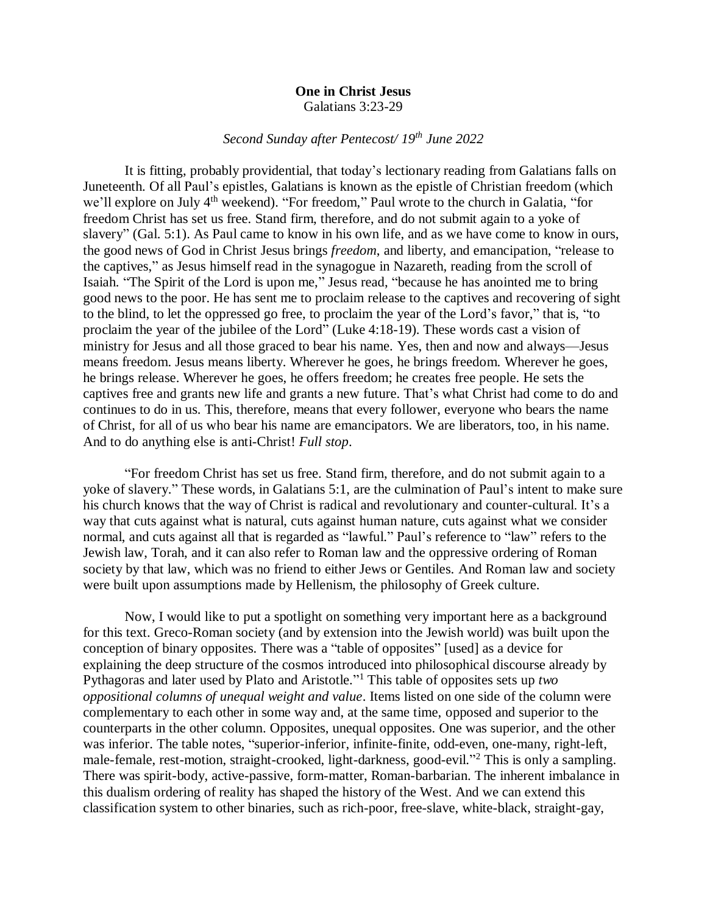**One in Christ Jesus**

Galatians 3:23-29

*Second Sunday after Pentecost/ 19th June 2022*

It is fitting, probably providential, that today's lectionary reading from Galatians falls on Juneteenth. Of all Paul's epistles, Galatians is known as the epistle of Christian freedom (which we'll explore on July 4th weekend). "For freedom," Paul wrote to the church in Galatia, "for freedom Christ has set us free. Stand firm, therefore, and do not submit again to a yoke of slavery" (Gal. 5:1). As Paul came to know in his own life, and as we have come to know in ours, the good news of God in Christ Jesus brings *freedom*, and liberty, and emancipation, "release to the captives," as Jesus himself read in the synagogue in Nazareth, reading from the scroll of Isaiah. "The Spirit of the Lord is upon me," Jesus read, "because he has anointed me to bring good news to the poor. He has sent me to proclaim release to the captives and recovering of sight to the blind, to let the oppressed go free, to proclaim the year of the Lord's favor," that is, "to proclaim the year of the jubilee of the Lord" (Luke 4:18-19). These words cast a vision of ministry for Jesus and all those graced to bear his name. Yes, then and now and always—Jesus means freedom. Jesus means liberty. Wherever he goes, he brings freedom. Wherever he goes, he brings release. Wherever he goes, he offers freedom; he creates free people. He sets the captives free and grants new life and grants a new future. That's what Christ had come to do and continues to do in us. This, therefore, means that every follower, everyone who bears the name of Christ, for all of us who bear his name are emancipators. We are liberators, too, in his name. And to do anything else is anti-Christ! *Full stop*.

"For freedom Christ has set us free. Stand firm, therefore, and do not submit again to a yoke of slavery." These words, in Galatians 5:1, are the culmination of Paul's intent to make sure his church knows that the way of Christ is radical and revolutionary and counter-cultural. It's a way that cuts against what is natural, cuts against human nature, cuts against what we consider normal, and cuts against all that is regarded as "lawful." Paul's reference to "law" refers to the Jewish law, Torah, and it can also refer to Roman law and the oppressive ordering of Roman society by that law, which was no friend to either Jews or Gentiles. And Roman law and society were built upon assumptions made by Hellenism, the philosophy of Greek culture.

Now, I would like to put a spotlight on something very important here as a background for this text. Greco-Roman society (and by extension into the Jewish world) was built upon the conception of binary opposites. There was a "table of opposites" [used] as a device for explaining the deep structure of the cosmos introduced into philosophical discourse already by Pythagoras and later used by Plato and Aristotle."[1] This table of opposites sets up *two oppositional columns of unequal weight and value*. Items listed on one side of the column were complementary to each other in some way and, at the same time, opposed and superior to the counterparts in the other column. Opposites, unequal opposites. One was superior, and the other was inferior. The table notes, "superior-inferior, infinite-finite, odd-even, one-many, right-left, male-female, rest-motion, straight-crooked, light-darkness, good-evil."[2] This is only a sampling. There was spirit-body, active-passive, form-matter, Roman-barbarian. The inherent imbalance in this dualism ordering of reality has shaped the history of the West. And we can extend this classification system to other binaries, such as rich-poor, free-slave, white-black, straight-gay,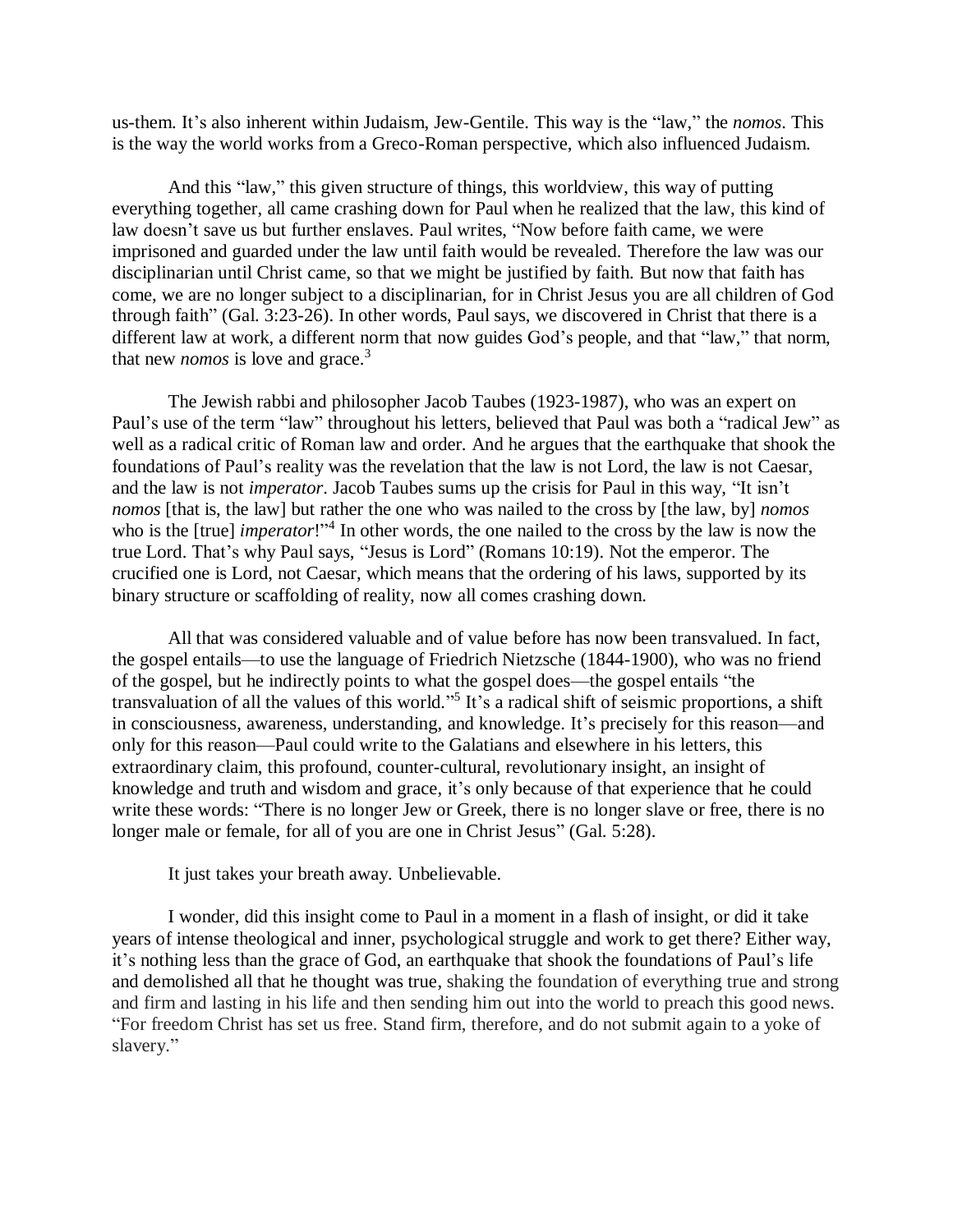us-them. It's also inherent within Judaism, Jew-Gentile. This way is the "law," the *nomos*. This is the way the world works from a Greco-Roman perspective, which also influenced Judaism.

And this "law," this given structure of things, this worldview, this way of putting everything together, all came crashing down for Paul when he realized that the law, this kind of law doesn't save us but further enslaves. Paul writes, "Now before faith came, we were imprisoned and guarded under the law until faith would be revealed. Therefore the law was our disciplinarian until Christ came, so that we might be justified by faith. But now that faith has come, we are no longer subject to a disciplinarian, for in Christ Jesus you are all children of God through faith" (Gal. 3:23-26). In other words, Paul says, we discovered in Christ that there is a different law at work, a different norm that now guides God's people, and that "law," that norm, that new *nomos* is love and grace.[3]

The Jewish rabbi and philosopher Jacob Taubes (1923-1987), who was an expert on Paul's use of the term "law" throughout his letters, believed that Paul was both a "radical Jew" as well as a radical critic of Roman law and order. And he argues that the earthquake that shook the foundations of Paul's reality was the revelation that the law is not Lord, the law is not Caesar, and the law is not *imperator*. Jacob Taubes sums up the crisis for Paul in this way, "It isn't *nomos* [that is, the law] but rather the one who was nailed to the cross by [the law, by] *nomos* who is the [true] *imperator*!"[4] In other words, the one nailed to the cross by the law is now the true Lord. That's why Paul says, "Jesus is Lord" (Romans 10:19). Not the emperor. The crucified one is Lord, not Caesar, which means that the ordering of his laws, supported by its binary structure or scaffolding of reality, now all comes crashing down.

All that was considered valuable and of value before has now been transvalued. In fact, the gospel entails—to use the language of Friedrich Nietzsche (1844-1900), who was no friend of the gospel, but he indirectly points to what the gospel does—the gospel entails "the transvaluation of all the values of this world."[5] It's a radical shift of seismic proportions, a shift in consciousness, awareness, understanding, and knowledge. It's precisely for this reason—and only for this reason—Paul could write to the Galatians and elsewhere in his letters, this extraordinary claim, this profound, counter-cultural, revolutionary insight, an insight of knowledge and truth and wisdom and grace, it's only because of that experience that he could write these words: "There is no longer Jew or Greek, there is no longer slave or free, there is no longer male or female, for all of you are one in Christ Jesus" (Gal. 5:28).

It just takes your breath away. Unbelievable.

I wonder, did this insight come to Paul in a moment in a flash of insight, or did it take years of intense theological and inner, psychological struggle and work to get there? Either way, it's nothing less than the grace of God, an earthquake that shook the foundations of Paul's life and demolished all that he thought was true, shaking the foundation of everything true and strong and firm and lasting in his life and then sending him out into the world to preach this good news. "For freedom Christ has set us free. Stand firm, therefore, and do not submit again to a yoke of slavery."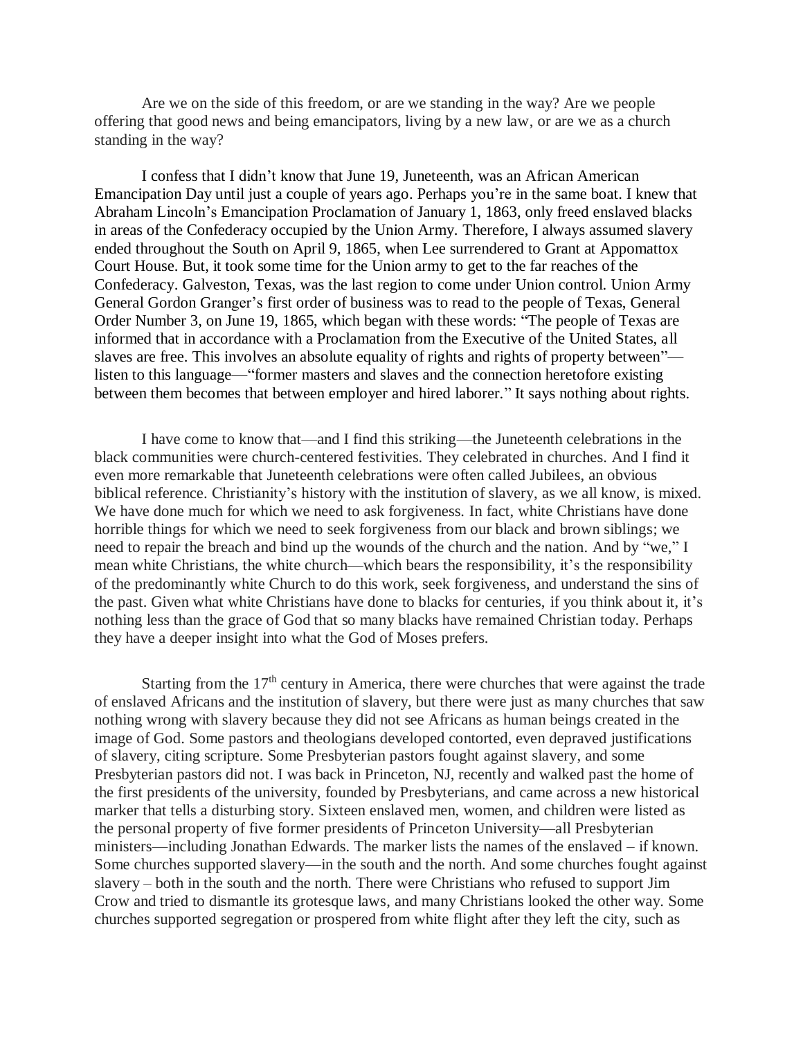Are we on the side of this freedom, or are we standing in the way? Are we people offering that good news and being emancipators, living by a new law, or are we as a church standing in the way?

I confess that I didn't know that June 19, Juneteenth, was an African American Emancipation Day until just a couple of years ago. Perhaps you're in the same boat. I knew that Abraham Lincoln's Emancipation Proclamation of January 1, 1863, only freed enslaved blacks in areas of the Confederacy occupied by the Union Army. Therefore, I always assumed slavery ended throughout the South on April 9, 1865, when Lee surrendered to Grant at Appomattox Court House. But, it took some time for the Union army to get to the far reaches of the Confederacy. Galveston, Texas, was the last region to come under Union control. Union Army General Gordon Granger's first order of business was to read to the people of Texas, General Order Number 3, on June 19, 1865, which began with these words: "The people of Texas are informed that in accordance with a Proclamation from the Executive of the United States, all slaves are free. This involves an absolute equality of rights and rights of property between"—listen to this language—"former masters and slaves and the connection heretofore existing between them becomes that between employer and hired laborer." It says nothing about rights.

I have come to know that—and I find this striking—the Juneteenth celebrations in the black communities were church-centered festivities. They celebrated in churches. And I find it even more remarkable that Juneteenth celebrations were often called Jubilees, an obvious biblical reference. Christianity's history with the institution of slavery, as we all know, is mixed. We have done much for which we need to ask forgiveness. In fact, white Christians have done horrible things for which we need to seek forgiveness from our black and brown siblings; we need to repair the breach and bind up the wounds of the church and the nation. And by "we," I mean white Christians, the white church—which bears the responsibility, it's the responsibility of the predominantly white Church to do this work, seek forgiveness, and understand the sins of the past. Given what white Christians have done to blacks for centuries, if you think about it, it's nothing less than the grace of God that so many blacks have remained Christian today. Perhaps they have a deeper insight into what the God of Moses prefers.

Starting from the 17th century in America, there were churches that were against the trade of enslaved Africans and the institution of slavery, but there were just as many churches that saw nothing wrong with slavery because they did not see Africans as human beings created in the image of God. Some pastors and theologians developed contorted, even depraved justifications of slavery, citing scripture. Some Presbyterian pastors fought against slavery, and some Presbyterian pastors did not. I was back in Princeton, NJ, recently and walked past the home of the first presidents of the university, founded by Presbyterians, and came across a new historical marker that tells a disturbing story. Sixteen enslaved men, women, and children were listed as the personal property of five former presidents of Princeton University—all Presbyterian ministers—including Jonathan Edwards. The marker lists the names of the enslaved – if known. Some churches supported slavery—in the south and the north. And some churches fought against slavery – both in the south and the north. There were Christians who refused to support Jim Crow and tried to dismantle its grotesque laws, and many Christians looked the other way. Some churches supported segregation or prospered from white flight after they left the city, such as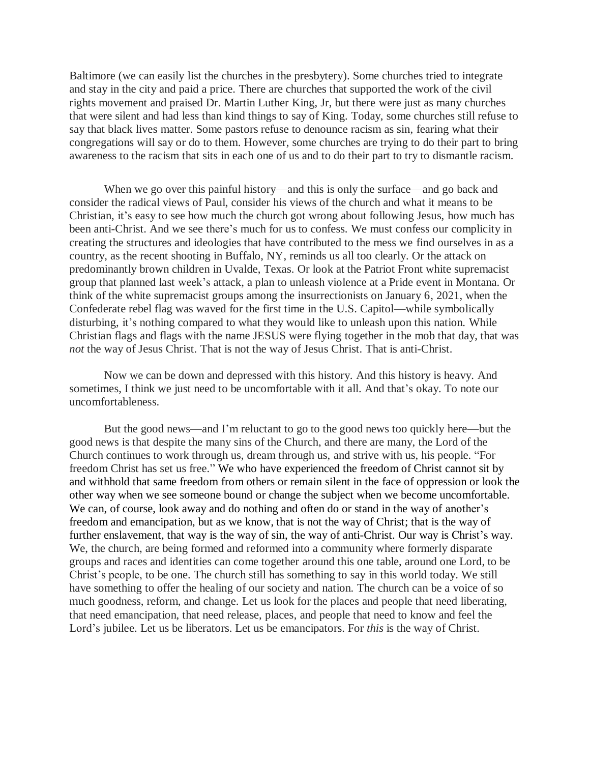Baltimore (we can easily list the churches in the presbytery). Some churches tried to integrate and stay in the city and paid a price. There are churches that supported the work of the civil rights movement and praised Dr. Martin Luther King, Jr, but there were just as many churches that were silent and had less than kind things to say of King. Today, some churches still refuse to say that black lives matter. Some pastors refuse to denounce racism as sin, fearing what their congregations will say or do to them. However, some churches are trying to do their part to bring awareness to the racism that sits in each one of us and to do their part to try to dismantle racism.

When we go over this painful history—and this is only the surface—and go back and consider the radical views of Paul, consider his views of the church and what it means to be Christian, it's easy to see how much the church got wrong about following Jesus, how much has been anti-Christ. And we see there's much for us to confess. We must confess our complicity in creating the structures and ideologies that have contributed to the mess we find ourselves in as a country, as the recent shooting in Buffalo, NY, reminds us all too clearly. Or the attack on predominantly brown children in Uvalde, Texas. Or look at the Patriot Front white supremacist group that planned last week's attack, a plan to unleash violence at a Pride event in Montana. Or think of the white supremacist groups among the insurrectionists on January 6, 2021, when the Confederate rebel flag was waved for the first time in the U.S. Capitol—while symbolically disturbing, it's nothing compared to what they would like to unleash upon this nation. While Christian flags and flags with the name JESUS were flying together in the mob that day, that was *not* the way of Jesus Christ. That is not the way of Jesus Christ. That is anti-Christ.

Now we can be down and depressed with this history. And this history is heavy. And sometimes, I think we just need to be uncomfortable with it all. And that's okay. To note our uncomfortableness.

But the good news—and I'm reluctant to go to the good news too quickly here—but the good news is that despite the many sins of the Church, and there are many, the Lord of the Church continues to work through us, dream through us, and strive with us, his people. "For freedom Christ has set us free." We who have experienced the freedom of Christ cannot sit by and withhold that same freedom from others or remain silent in the face of oppression or look the other way when we see someone bound or change the subject when we become uncomfortable. We can, of course, look away and do nothing and often do or stand in the way of another's freedom and emancipation, but as we know, that is not the way of Christ; that is the way of further enslavement, that way is the way of sin, the way of anti-Christ. Our way is Christ's way. We, the church, are being formed and reformed into a community where formerly disparate groups and races and identities can come together around this one table, around one Lord, to be Christ's people, to be one. The church still has something to say in this world today. We still have something to offer the healing of our society and nation. The church can be a voice of so much goodness, reform, and change. Let us look for the places and people that need liberating, that need emancipation, that need release, places, and people that need to know and feel the Lord's jubilee. Let us be liberators. Let us be emancipators. For *this* is the way of Christ.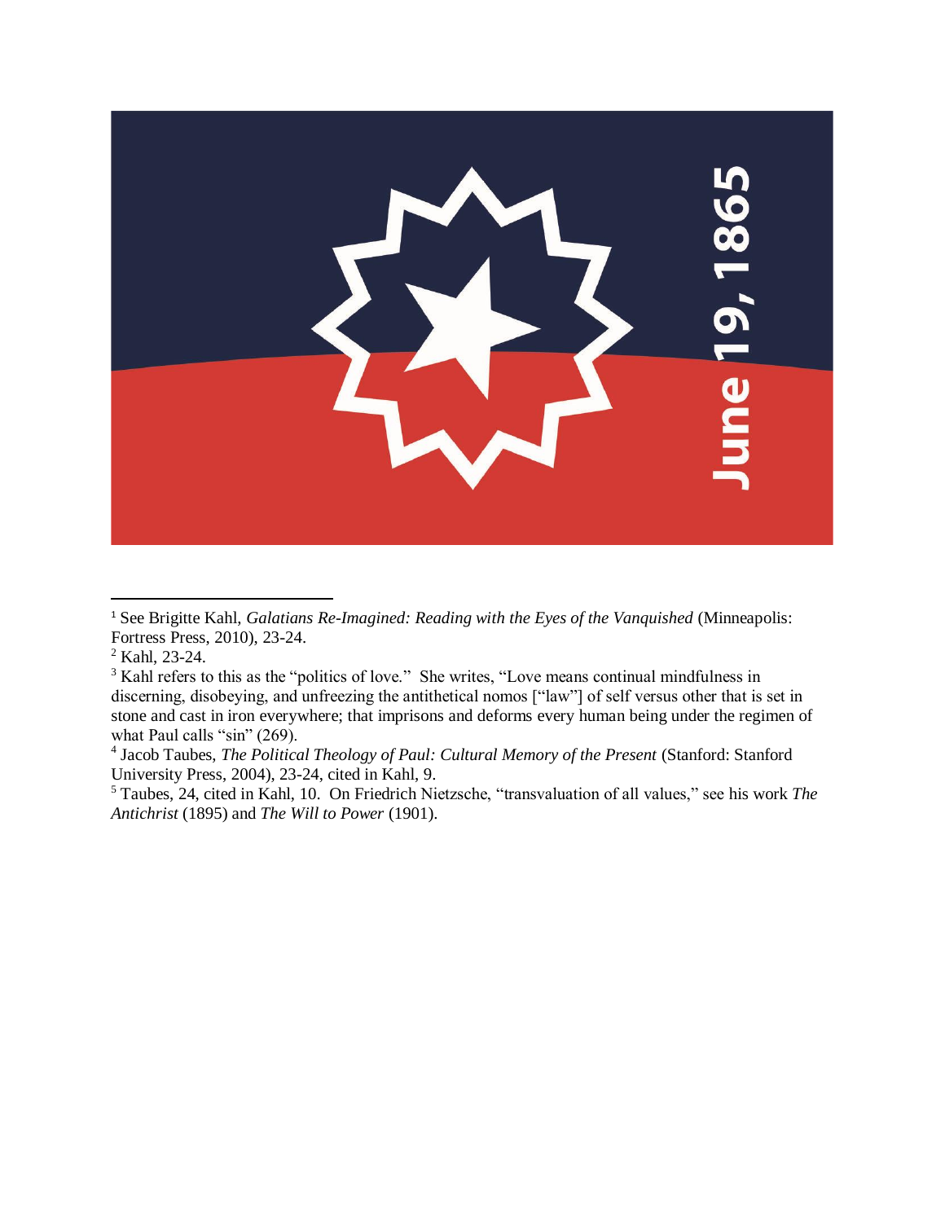[1] See Brigitte Kahl, *Galatians Re-Imagined: Reading with the Eyes of the Vanquished* (Minneapolis: Fortress Press, 2010), 23-24.

[2] Kahl, 23-24.

[3] Kahl refers to this as the "politics of love." She writes, "Love means continual mindfulness in discerning, disobeying, and unfreezing the antithetical nomos ["law"] of self versus other that is set in stone and cast in iron everywhere; that imprisons and deforms every human being under the regimen of what Paul calls "sin" (269).

[4] Jacob Taubes, *The Political Theology of Paul: Cultural Memory of the Present* (Stanford: Stanford University Press, 2004), 23-24, cited in Kahl, 9.

[5] Taubes, 24, cited in Kahl, 10. On Friedrich Nietzsche, "transvaluation of all values," see his work *The Antichrist* (1895) and *The Will to Power* (1901).